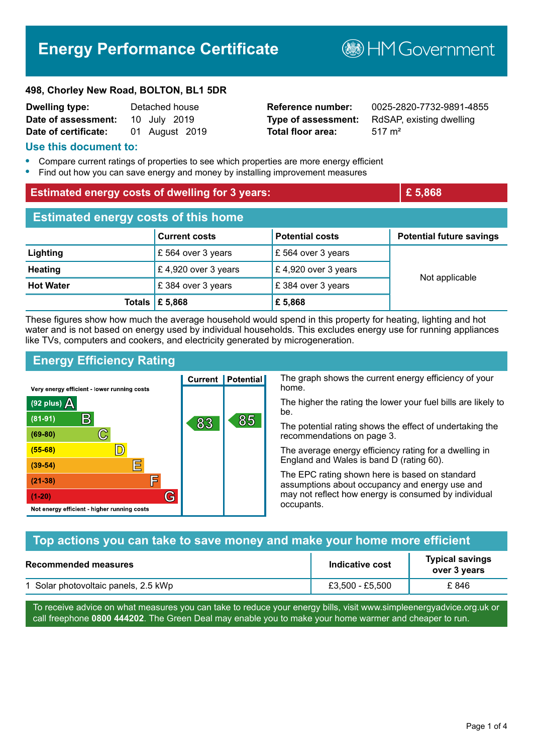# Energy Performance Certificate

HM Government

**498, Chorley New Road, BOLTON, BL1 5DR**

| | | | |
|---|---|---|---|
| **Dwelling type:** | Detached house | **Reference number:** | 0025-2820-7732-9891-4855 |
| **Date of assessment:** | 10 July 2019 | **Type of assessment:** | RdSAP, existing dwelling |
| **Date of certificate:** | 01 August 2019 | **Total floor area:** | 517 m² |

## Use this document to:

- Compare current ratings of properties to see which properties are more energy efficient
- Find out how you can save energy and money by installing improvement measures

| **Estimated energy costs of dwelling for 3 years:** | **£ 5,868** |
|---|---|

## Estimated energy costs of this home

| | Current costs | Potential costs | Potential future savings |
|---|---|---|---|
| **Lighting** | £ 564 over 3 years | £ 564 over 3 years | Not applicable |
| **Heating** | £ 4,920 over 3 years | £ 4,920 over 3 years | |
| **Hot Water** | £ 384 over 3 years | £ 384 over 3 years | |
| **Totals** | **£ 5,868** | **£ 5,868** | |

These figures show how much the average household would spend in this property for heating, lighting and hot water and is not based on energy used by individual households. This excludes energy use for running appliances like TVs, computers and cookers, and electricity generated by microgeneration.

## Energy Efficiency Rating

| Rating band | Current | Potential |
|---|---|---|
| Very energy efficient - lower running costs | | |
| (92 plus) A | | |
| (81-91) B | 83 | 85 |
| (69-80) C | | |
| (55-68) D | | |
| (39-54) E | | |
| (21-38) F | | |
| (1-20) G | | |
| Not energy efficient - higher running costs | | |

The graph shows the current energy efficiency of your home.

The higher the rating the lower your fuel bills are likely to be.

The potential rating shows the effect of undertaking the recommendations on page 3.

The average energy efficiency rating for a dwelling in England and Wales is band D (rating 60).

The EPC rating shown here is based on standard assumptions about occupancy and energy use and may not reflect how energy is consumed by individual occupants.

## Top actions you can take to save money and make your home more efficient

| Recommended measures | Indicative cost | Typical savings over 3 years |
|---|---|---|
| 1 Solar photovoltaic panels, 2.5 kWp | £3,500 - £5,500 | £ 846 |

To receive advice on what measures you can take to reduce your energy bills, visit www.simpleenergyadvice.org.uk or call freephone **0800 444202**. The Green Deal may enable you to make your home warmer and cheaper to run.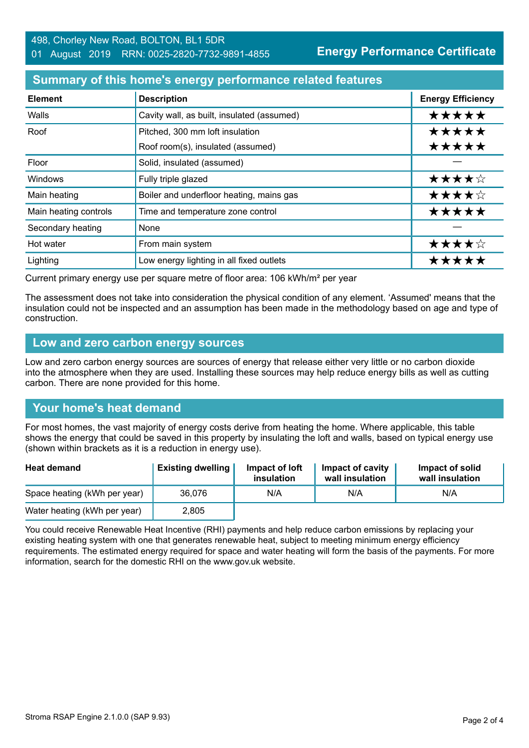498, Chorley New Road, BOLTON, BL1 5DR
01 August 2019 RRN: 0025-2820-7732-9891-4855

**Energy Performance Certificate**

## Summary of this home's energy performance related features

| Element | Description | Energy Efficiency |
|---|---|---|
| Walls | Cavity wall, as built, insulated (assumed) | ★★★★★ |
| Roof | Pitched, 300 mm loft insulation | ★★★★★ |
| | Roof room(s), insulated (assumed) | ★★★★★ |
| Floor | Solid, insulated (assumed) | — |
| Windows | Fully triple glazed | ★★★★☆ |
| Main heating | Boiler and underfloor heating, mains gas | ★★★★☆ |
| Main heating controls | Time and temperature zone control | ★★★★★ |
| Secondary heating | None | — |
| Hot water | From main system | ★★★★☆ |
| Lighting | Low energy lighting in all fixed outlets | ★★★★★ |

Current primary energy use per square metre of floor area: 106 kWh/m² per year

The assessment does not take into consideration the physical condition of any element. 'Assumed' means that the insulation could not be inspected and an assumption has been made in the methodology based on age and type of construction.

## Low and zero carbon energy sources

Low and zero carbon energy sources are sources of energy that release either very little or no carbon dioxide into the atmosphere when they are used. Installing these sources may help reduce energy bills as well as cutting carbon. There are none provided for this home.

## Your home's heat demand

For most homes, the vast majority of energy costs derive from heating the home. Where applicable, this table shows the energy that could be saved in this property by insulating the loft and walls, based on typical energy use (shown within brackets as it is a reduction in energy use).

| Heat demand | Existing dwelling | Impact of loft insulation | Impact of cavity wall insulation | Impact of solid wall insulation |
|---|---|---|---|---|
| Space heating (kWh per year) | 36,076 | N/A | N/A | N/A |
| Water heating (kWh per year) | 2,805 | | | |

You could receive Renewable Heat Incentive (RHI) payments and help reduce carbon emissions by replacing your existing heating system with one that generates renewable heat, subject to meeting minimum energy efficiency requirements. The estimated energy required for space and water heating will form the basis of the payments. For more information, search for the domestic RHI on the www.gov.uk website.

Stroma RSAP Engine 2.1.0.0 (SAP 9.93)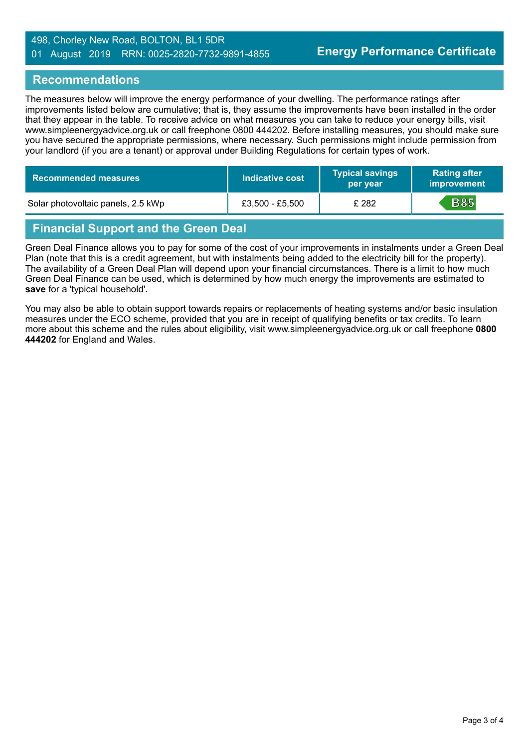## Recommendations

The measures below will improve the energy performance of your dwelling. The performance ratings after improvements listed below are cumulative; that is, they assume the improvements have been installed in the order that they appear in the table. To receive advice on what measures you can take to reduce your energy bills, visit www.simpleenergyadvice.org.uk or call freephone 0800 444202. Before installing measures, you should make sure you have secured the appropriate permissions, where necessary. Such permissions might include permission from your landlord (if you are a tenant) or approval under Building Regulations for certain types of work.

| Recommended measures | Indicative cost | Typical savings per year | Rating after improvement |
|---|---|---|---|
| Solar photovoltaic panels, 2.5 kWp | £3,500 - £5,500 | £ 282 | B85 |

## Financial Support and the Green Deal

Green Deal Finance allows you to pay for some of the cost of your improvements in instalments under a Green Deal Plan (note that this is a credit agreement, but with instalments being added to the electricity bill for the property). The availability of a Green Deal Plan will depend upon your financial circumstances. There is a limit to how much Green Deal Finance can be used, which is determined by how much energy the improvements are estimated to **save** for a 'typical household'.

You may also be able to obtain support towards repairs or replacements of heating systems and/or basic insulation measures under the ECO scheme, provided that you are in receipt of qualifying benefits or tax credits. To learn more about this scheme and the rules about eligibility, visit www.simpleenergyadvice.org.uk or call freephone **0800 444202** for England and Wales.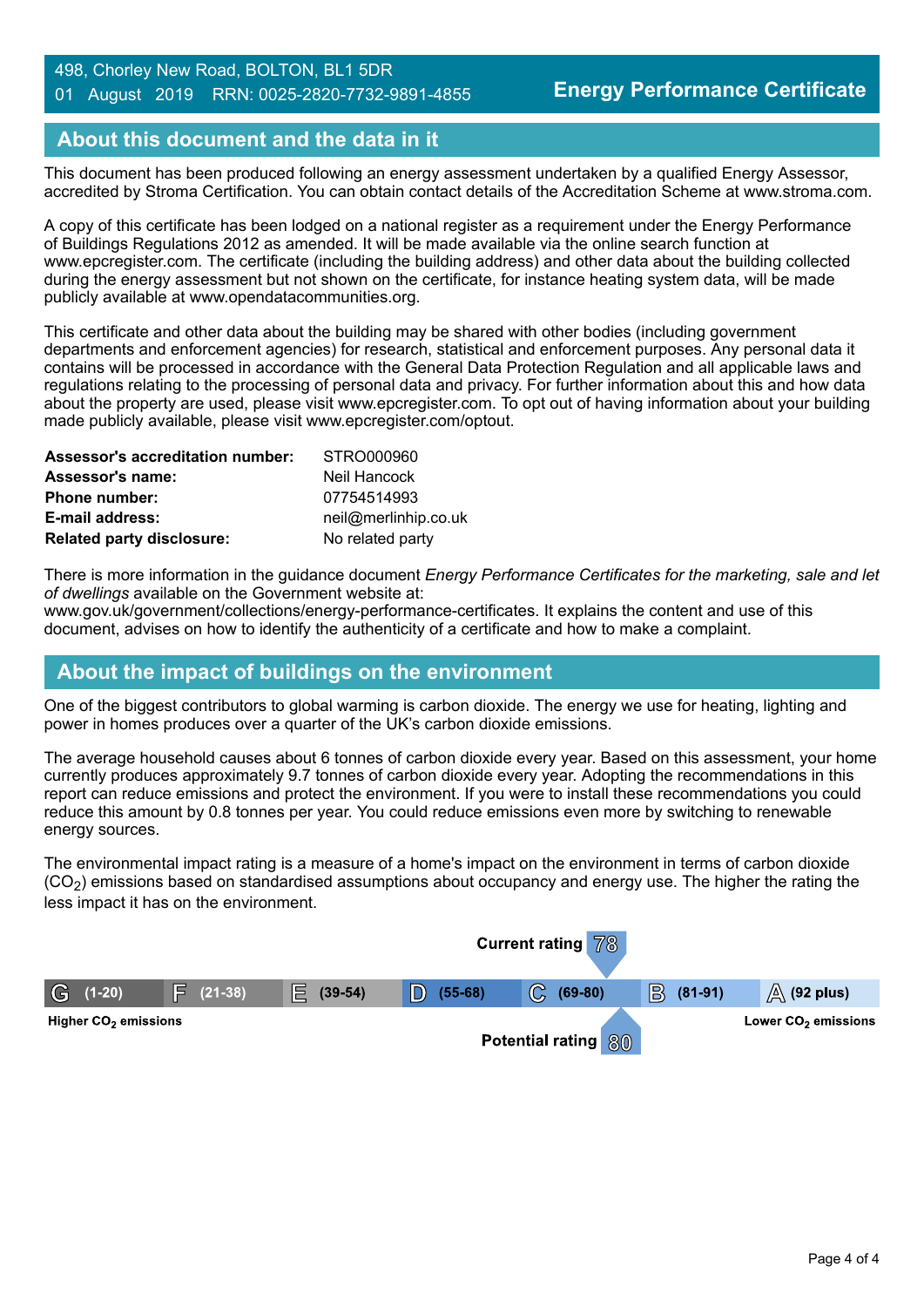498, Chorley New Road, BOLTON, BL1 5DR
01 August 2019 RRN: 0025-2820-7732-9891-4855

**Energy Performance Certificate**

## About this document and the data in it

This document has been produced following an energy assessment undertaken by a qualified Energy Assessor, accredited by Stroma Certification. You can obtain contact details of the Accreditation Scheme at www.stroma.com.

A copy of this certificate has been lodged on a national register as a requirement under the Energy Performance of Buildings Regulations 2012 as amended. It will be made available via the online search function at www.epcregister.com. The certificate (including the building address) and other data about the building collected during the energy assessment but not shown on the certificate, for instance heating system data, will be made publicly available at www.opendatacommunities.org.

This certificate and other data about the building may be shared with other bodies (including government departments and enforcement agencies) for research, statistical and enforcement purposes. Any personal data it contains will be processed in accordance with the General Data Protection Regulation and all applicable laws and regulations relating to the processing of personal data and privacy. For further information about this and how data about the property are used, please visit www.epcregister.com. To opt out of having information about your building made publicly available, please visit www.epcregister.com/optout.

| | |
|---|---|
| **Assessor's accreditation number:** | STRO000960 |
| **Assessor's name:** | Neil Hancock |
| **Phone number:** | 07754514993 |
| **E-mail address:** | neil@merlinhip.co.uk |
| **Related party disclosure:** | No related party |

There is more information in the guidance document *Energy Performance Certificates for the marketing, sale and let of dwellings* available on the Government website at: www.gov.uk/government/collections/energy-performance-certificates. It explains the content and use of this document, advises on how to identify the authenticity of a certificate and how to make a complaint.

## About the impact of buildings on the environment

One of the biggest contributors to global warming is carbon dioxide. The energy we use for heating, lighting and power in homes produces over a quarter of the UK's carbon dioxide emissions.

The average household causes about 6 tonnes of carbon dioxide every year. Based on this assessment, your home currently produces approximately 9.7 tonnes of carbon dioxide every year. Adopting the recommendations in this report can reduce emissions and protect the environment. If you were to install these recommendations you could reduce this amount by 0.8 tonnes per year. You could reduce emissions even more by switching to renewable energy sources.

The environmental impact rating is a measure of a home's impact on the environment in terms of carbon dioxide ($CO_2$) emissions based on standardised assumptions about occupancy and energy use. The higher the rating the less impact it has on the environment.

Current rating 78

G (1-20) F (21-38) E (39-54) D (55-68) C (69-80) B (81-91) A (92 plus)

Higher $CO_2$ emissions

Lower $CO_2$ emissions

Potential rating 80